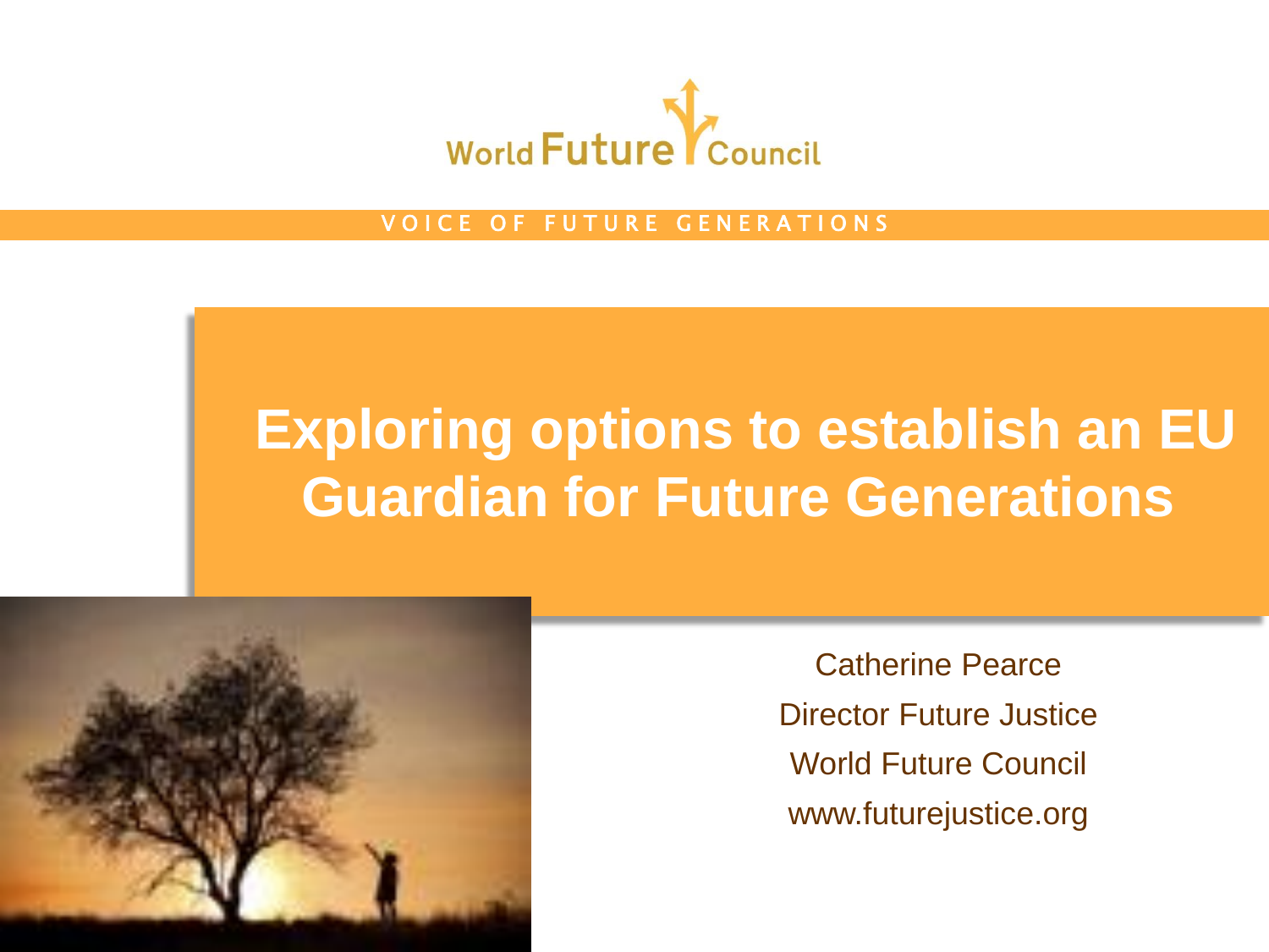World Future Council

VOICE OF FUTURE GENERATIONS

# Exploring options to establish an EU Guardian for Future Generations

Catherine Pearce

Director Future Justice

World Future Council

www.futurejustice.org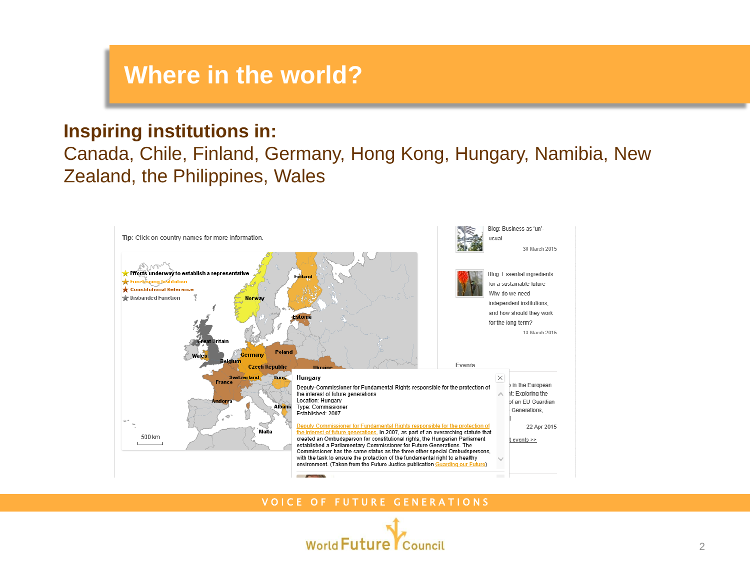# Where in the world?

**Inspiring institutions in:**

Canada, Chile, Finland, Germany, Hong Kong, Hungary, Namibia, New Zealand, the Philippines, Wales

**Tip:** Click on country names for more information.

- Efforts underway to establish a representative
- Functioning Institution
- Constitutional Reference
- Disbanded Function

**Hungary**

Deputy-Commissioner for Fundamental Rights responsible for the protection of the interest of future generations
Location: Hungary
Type: Commissioner
Established: 2007

Deputy Commissioner for Fundamental Rights responsible for the protection of the interest of future generations. In 2007, as part of an overarching statute that created an Ombudsperson for constitutional rights, the Hungarian Parliament established a Parliamentary Commissioner for Future Generations. The Commissioner has the same status as the three other special Ombudspersons, with the task to ensure the protection of the fundamental right to a healthy environment. (Taken from the Future Justice publication Guarding our Future)

Blog: Business as 'un'-usual
30 March 2015

Blog: Essential ingredients for a sustainable future - Why do we need independent institutions, and how should they work for the long term?
13 March 2015

Events

22 Apr 2015

VOICE OF FUTURE GENERATIONS

World Future Council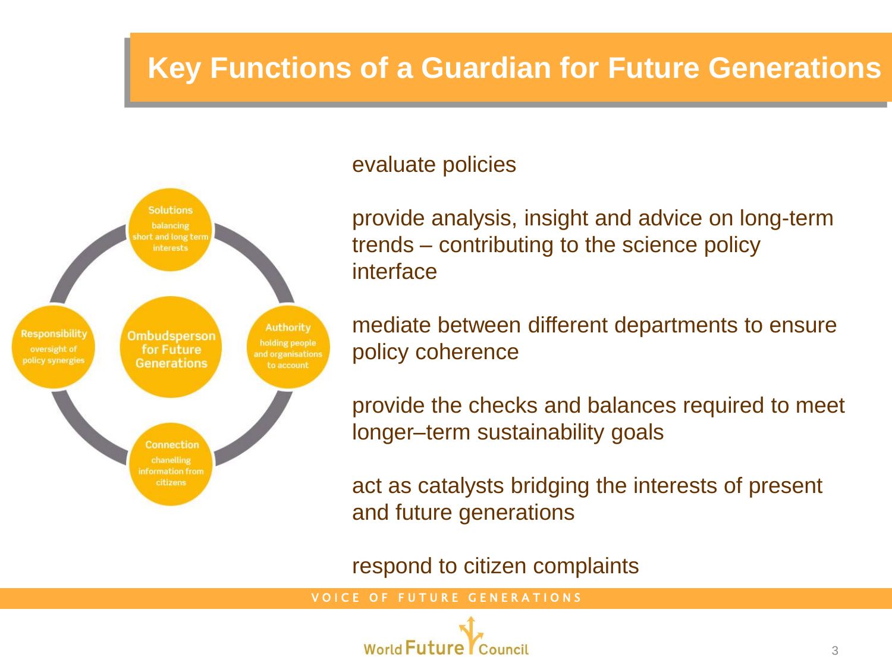# Key Functions of a Guardian for Future Generations

**Solutions**
balancing short and long term interests

**Responsibility**
oversight of policy synergies

**Ombudsperson for Future Generations**

**Authority**
holding people and organisations to account

**Connection**
chanelling information from citizens

evaluate policies

provide analysis, insight and advice on long-term trends – contributing to the science policy interface

mediate between different departments to ensure policy coherence

provide the checks and balances required to meet longer–term sustainability goals

act as catalysts bridging the interests of present and future generations

respond to citizen complaints

VOICE OF FUTURE GENERATIONS

World Future Council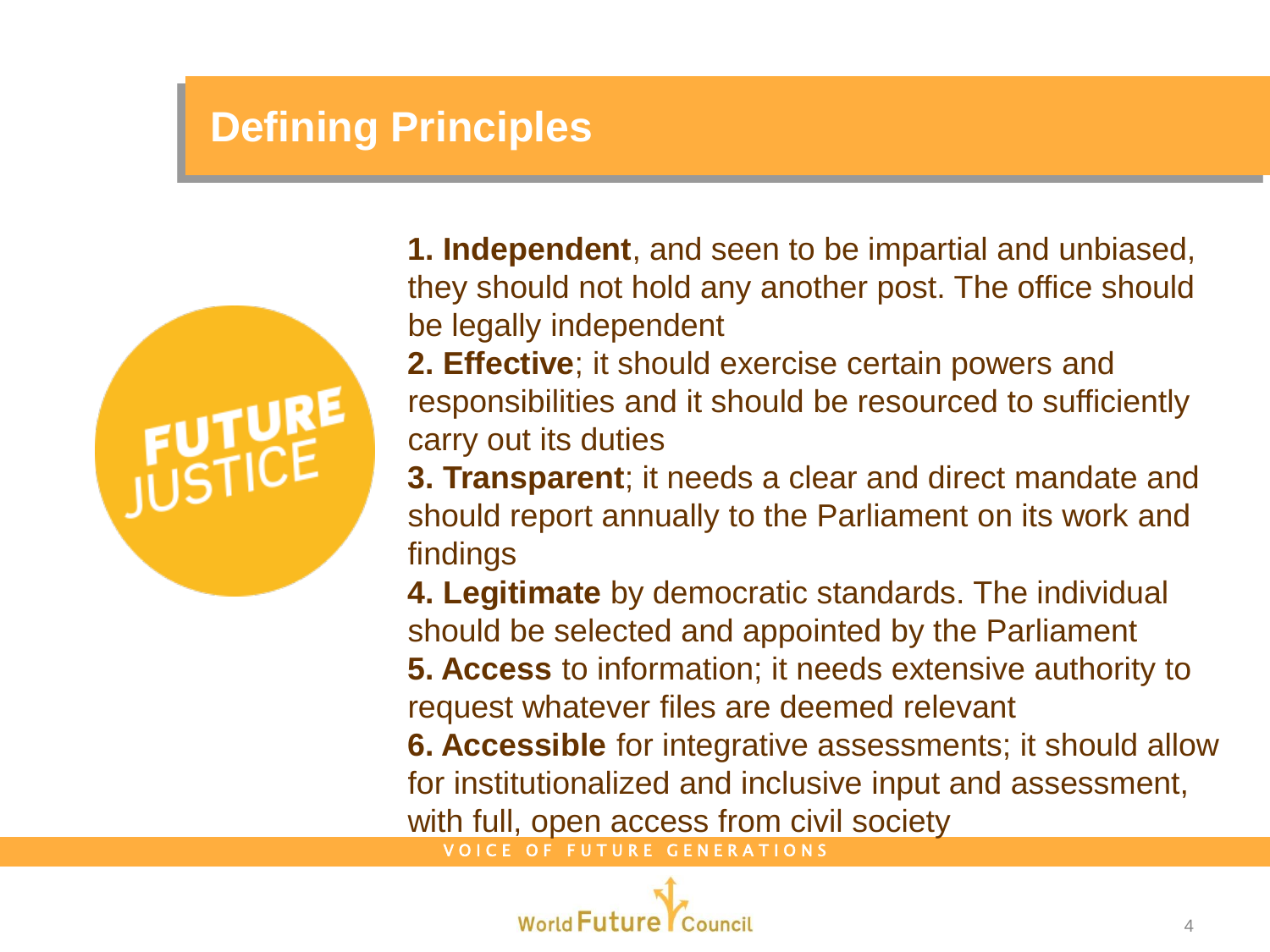# Defining Principles

**1. Independent**, and seen to be impartial and unbiased, they should not hold any another post. The office should be legally independent

**2. Effective**; it should exercise certain powers and responsibilities and it should be resourced to sufficiently carry out its duties

**3. Transparent**; it needs a clear and direct mandate and should report annually to the Parliament on its work and findings

**4. Legitimate** by democratic standards. The individual should be selected and appointed by the Parliament

**5. Access** to information; it needs extensive authority to request whatever files are deemed relevant

**6. Accessible** for integrative assessments; it should allow for institutionalized and inclusive input and assessment, with full, open access from civil society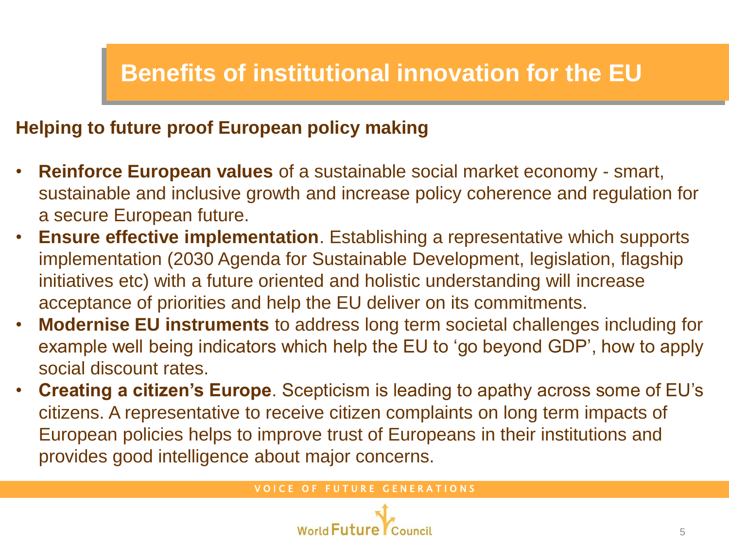# Benefits of institutional innovation for the EU

**Helping to future proof European policy making**

- **Reinforce European values** of a sustainable social market economy - smart, sustainable and inclusive growth and increase policy coherence and regulation for a secure European future.
- **Ensure effective implementation**. Establishing a representative which supports implementation (2030 Agenda for Sustainable Development, legislation, flagship initiatives etc) with a future oriented and holistic understanding will increase acceptance of priorities and help the EU deliver on its commitments.
- **Modernise EU instruments** to address long term societal challenges including for example well being indicators which help the EU to 'go beyond GDP', how to apply social discount rates.
- **Creating a citizen's Europe**. Scepticism is leading to apathy across some of EU's citizens. A representative to receive citizen complaints on long term impacts of European policies helps to improve trust of Europeans in their institutions and provides good intelligence about major concerns.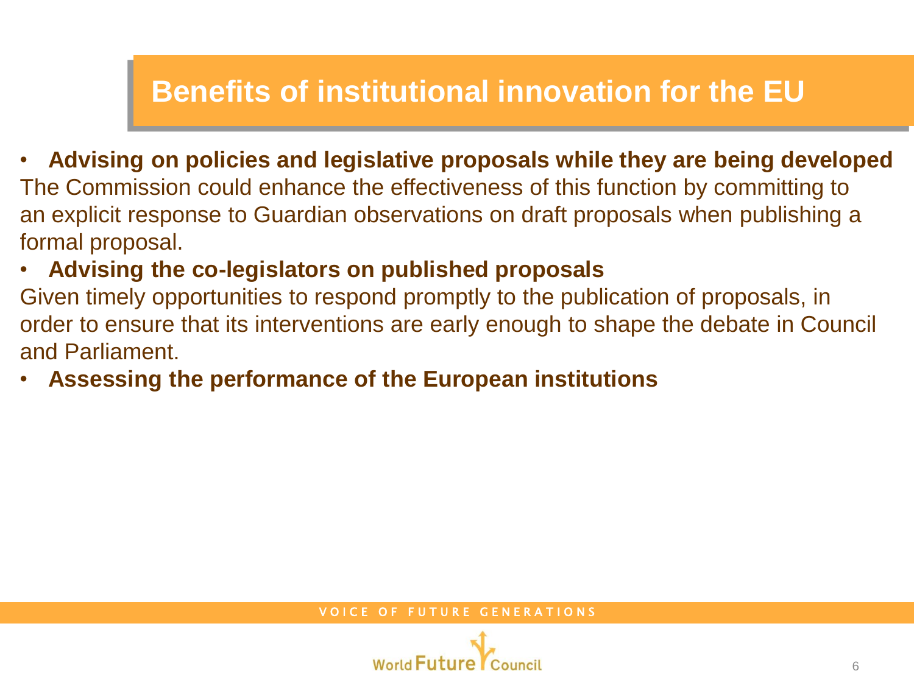# Benefits of institutional innovation for the EU

- **Advising on policies and legislative proposals while they are being developed**

The Commission could enhance the effectiveness of this function by committing to an explicit response to Guardian observations on draft proposals when publishing a formal proposal.

- **Advising the co-legislators on published proposals**

Given timely opportunities to respond promptly to the publication of proposals, in order to ensure that its interventions are early enough to shape the debate in Council and Parliament.

- **Assessing the performance of the European institutions**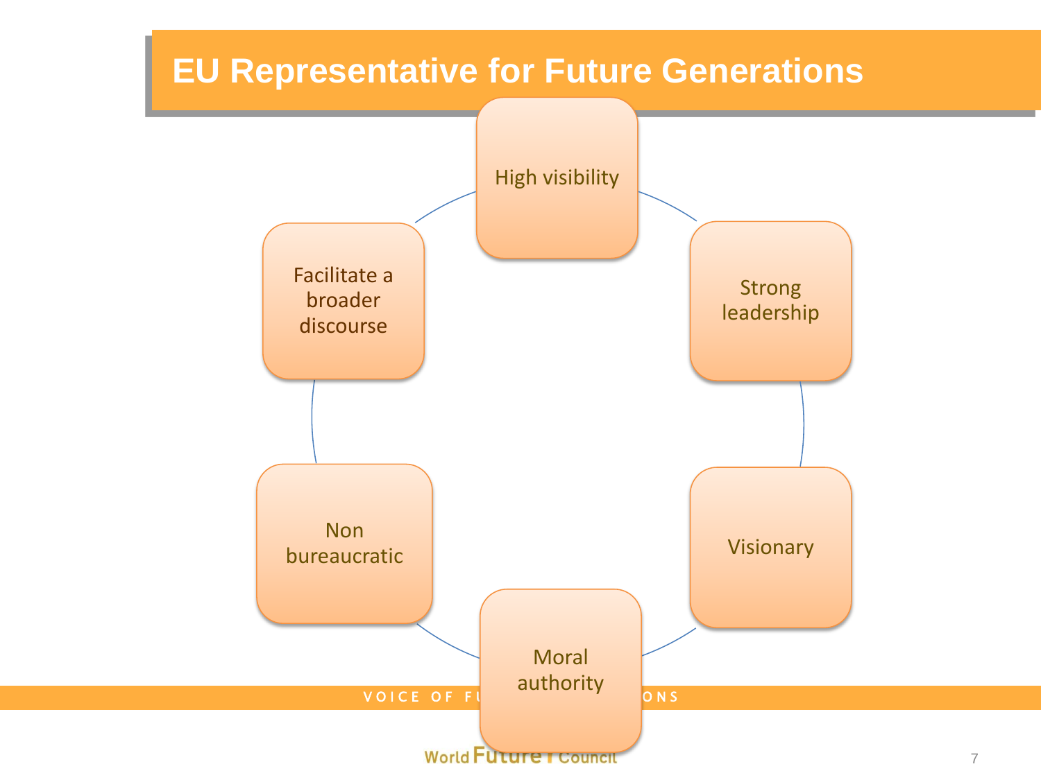# EU Representative for Future Generations

- High visibility
- Strong leadership
- Visionary
- Moral authority
- Non bureaucratic
- Facilitate a broader discourse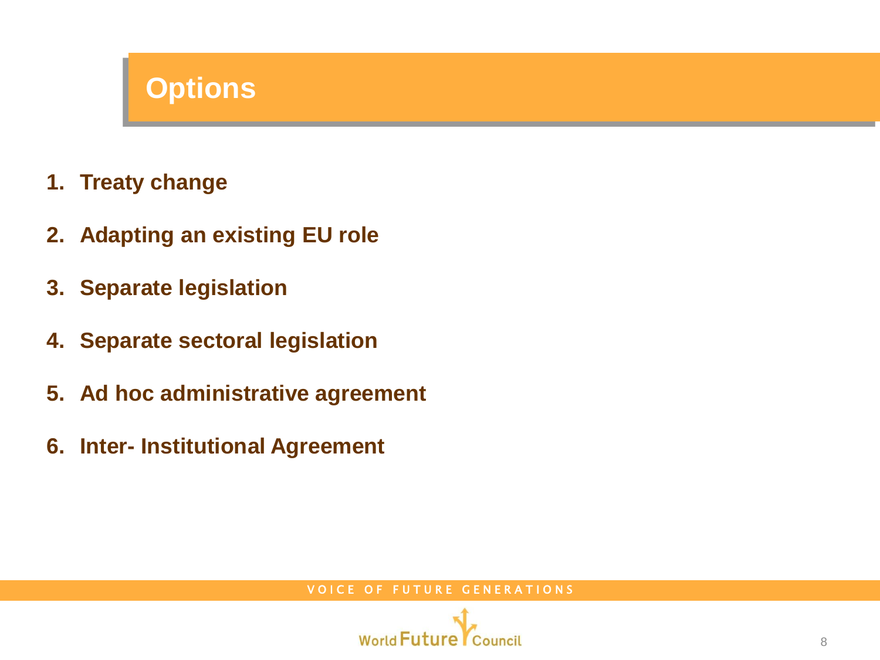# Options

1. **Treaty change**
2. **Adapting an existing EU role**
3. **Separate legislation**
4. **Separate sectoral legislation**
5. **Ad hoc administrative agreement**
6. **Inter- Institutional Agreement**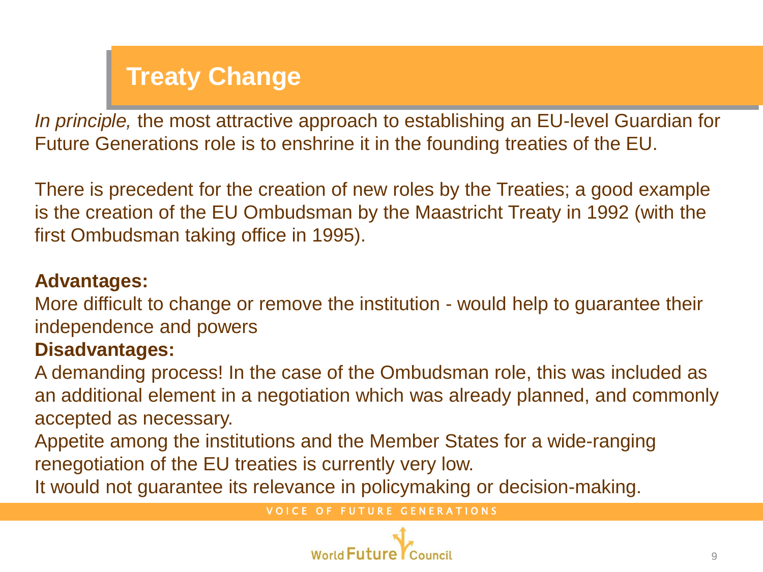# Treaty Change

*In principle,* the most attractive approach to establishing an EU-level Guardian for Future Generations role is to enshrine it in the founding treaties of the EU.

There is precedent for the creation of new roles by the Treaties; a good example is the creation of the EU Ombudsman by the Maastricht Treaty in 1992 (with the first Ombudsman taking office in 1995).

**Advantages:**

More difficult to change or remove the institution - would help to guarantee their independence and powers

**Disadvantages:**

A demanding process! In the case of the Ombudsman role, this was included as an additional element in a negotiation which was already planned, and commonly accepted as necessary.

Appetite among the institutions and the Member States for a wide-ranging renegotiation of the EU treaties is currently very low.

It would not guarantee its relevance in policymaking or decision-making.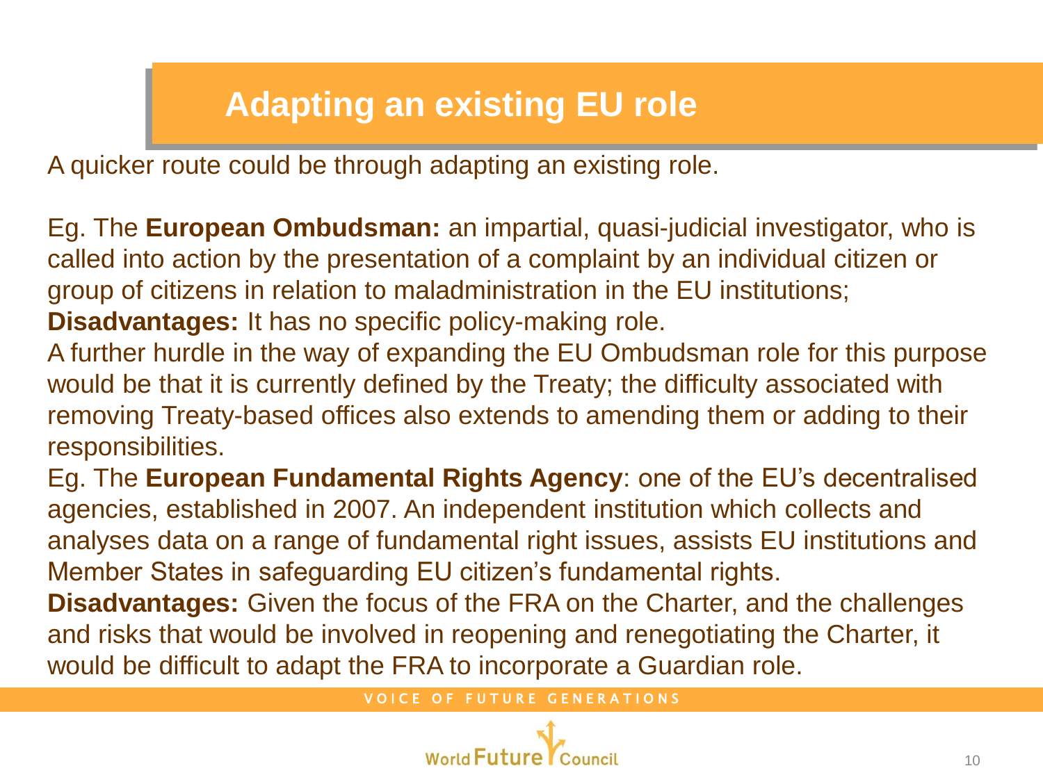# Adapting an existing EU role

A quicker route could be through adapting an existing role.

Eg. The **European Ombudsman:** an impartial, quasi-judicial investigator, who is called into action by the presentation of a complaint by an individual citizen or group of citizens in relation to maladministration in the EU institutions;
**Disadvantages:** It has no specific policy-making role.
A further hurdle in the way of expanding the EU Ombudsman role for this purpose would be that it is currently defined by the Treaty; the difficulty associated with removing Treaty-based offices also extends to amending them or adding to their responsibilities.

Eg. The **European Fundamental Rights Agency**: one of the EU's decentralised agencies, established in 2007. An independent institution which collects and analyses data on a range of fundamental right issues, assists EU institutions and Member States in safeguarding EU citizen's fundamental rights.
**Disadvantages:** Given the focus of the FRA on the Charter, and the challenges and risks that would be involved in reopening and renegotiating the Charter, it would be difficult to adapt the FRA to incorporate a Guardian role.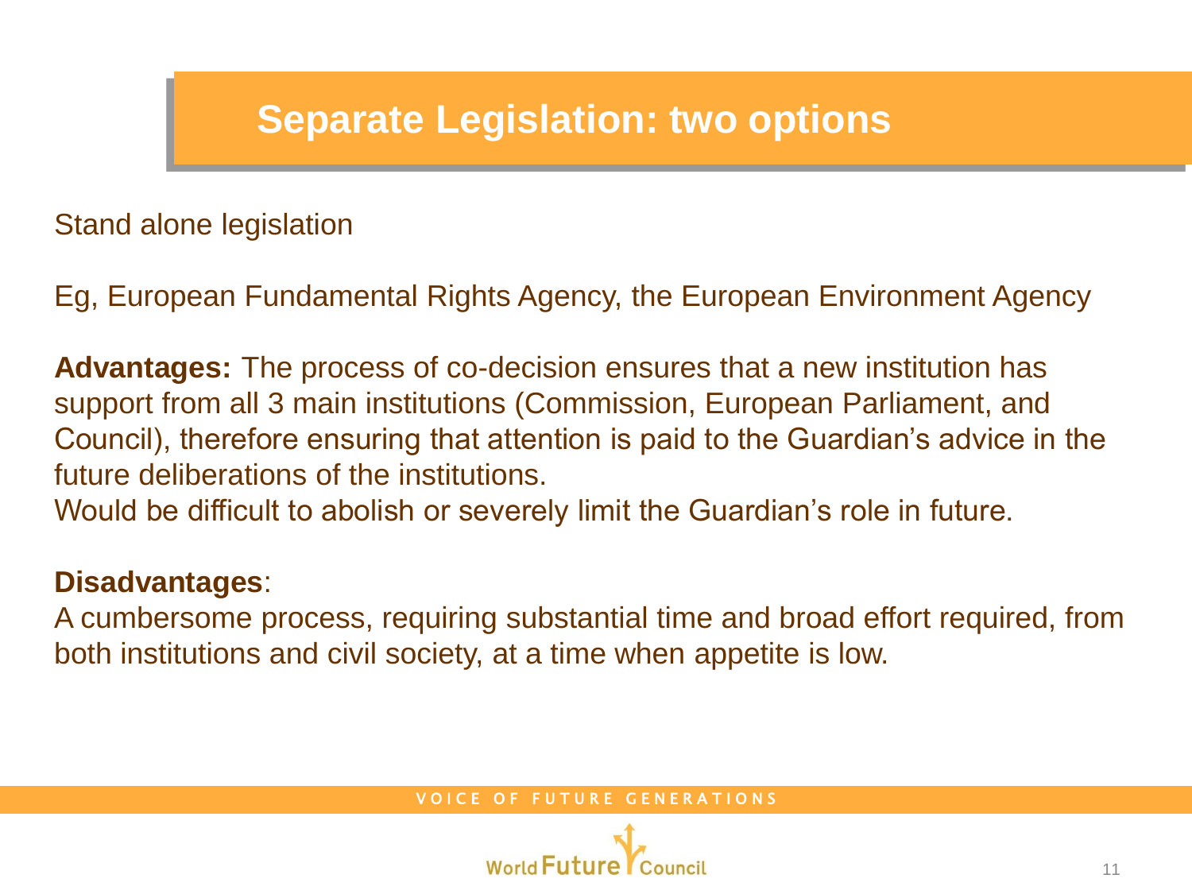# Separate Legislation: two options

Stand alone legislation

Eg, European Fundamental Rights Agency, the European Environment Agency

**Advantages:** The process of co-decision ensures that a new institution has support from all 3 main institutions (Commission, European Parliament, and Council), therefore ensuring that attention is paid to the Guardian's advice in the future deliberations of the institutions.
Would be difficult to abolish or severely limit the Guardian's role in future.

**Disadvantages**:
A cumbersome process, requiring substantial time and broad effort required, from both institutions and civil society, at a time when appetite is low.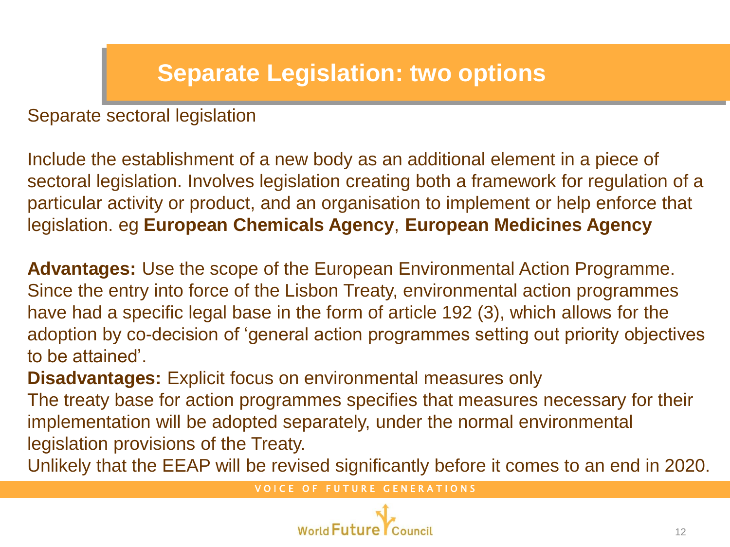# Separate Legislation: two options

Separate sectoral legislation

Include the establishment of a new body as an additional element in a piece of sectoral legislation. Involves legislation creating both a framework for regulation of a particular activity or product, and an organisation to implement or help enforce that legislation. eg **European Chemicals Agency**, **European Medicines Agency**

**Advantages:** Use the scope of the European Environmental Action Programme. Since the entry into force of the Lisbon Treaty, environmental action programmes have had a specific legal base in the form of article 192 (3), which allows for the adoption by co-decision of 'general action programmes setting out priority objectives to be attained'.

**Disadvantages:** Explicit focus on environmental measures only

The treaty base for action programmes specifies that measures necessary for their implementation will be adopted separately, under the normal environmental legislation provisions of the Treaty.

Unlikely that the EEAP will be revised significantly before it comes to an end in 2020.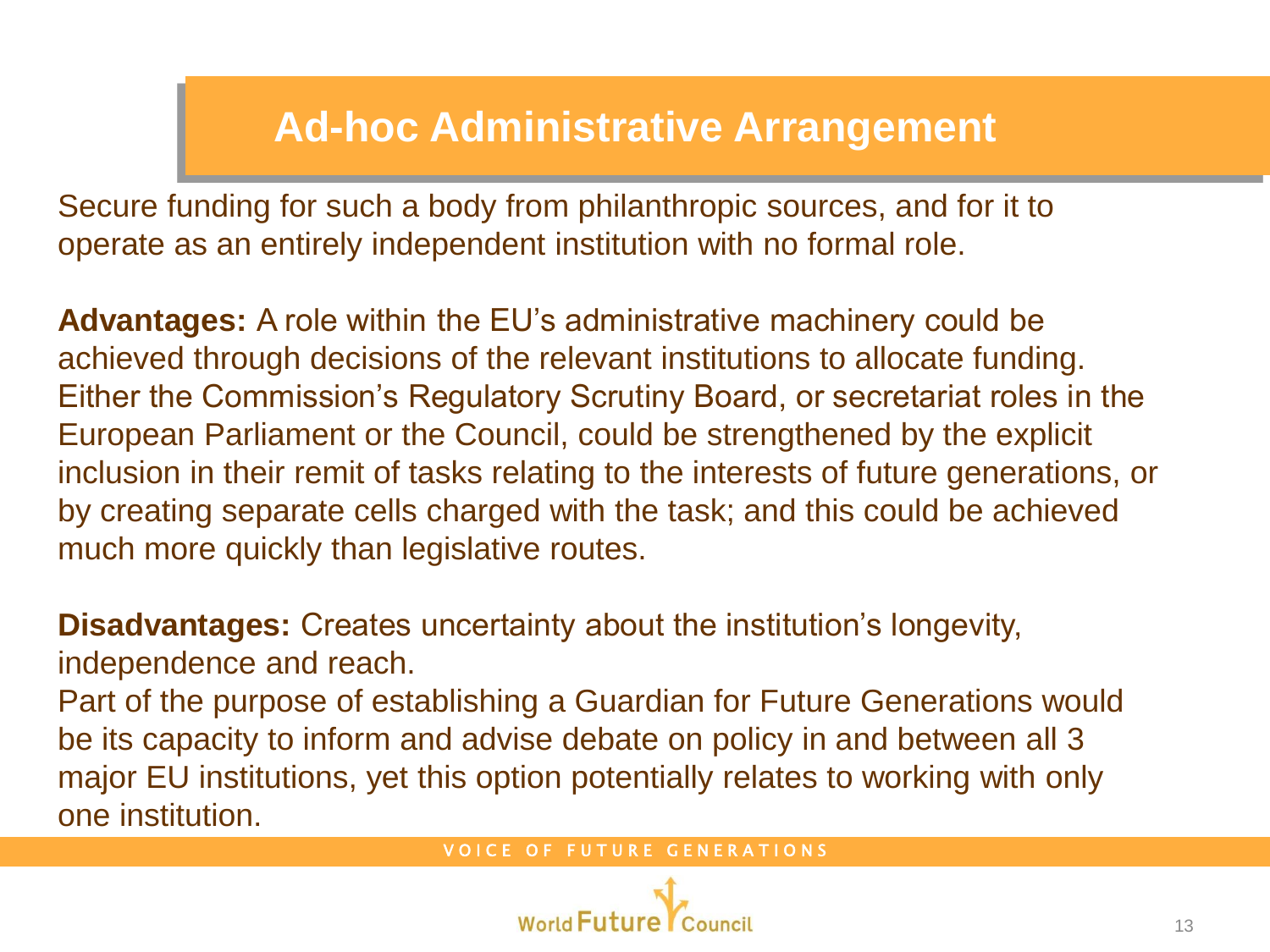# Ad-hoc Administrative Arrangement

Secure funding for such a body from philanthropic sources, and for it to operate as an entirely independent institution with no formal role.

**Advantages:** A role within the EU's administrative machinery could be achieved through decisions of the relevant institutions to allocate funding. Either the Commission's Regulatory Scrutiny Board, or secretariat roles in the European Parliament or the Council, could be strengthened by the explicit inclusion in their remit of tasks relating to the interests of future generations, or by creating separate cells charged with the task; and this could be achieved much more quickly than legislative routes.

**Disadvantages:** Creates uncertainty about the institution's longevity, independence and reach.

Part of the purpose of establishing a Guardian for Future Generations would be its capacity to inform and advise debate on policy in and between all 3 major EU institutions, yet this option potentially relates to working with only one institution.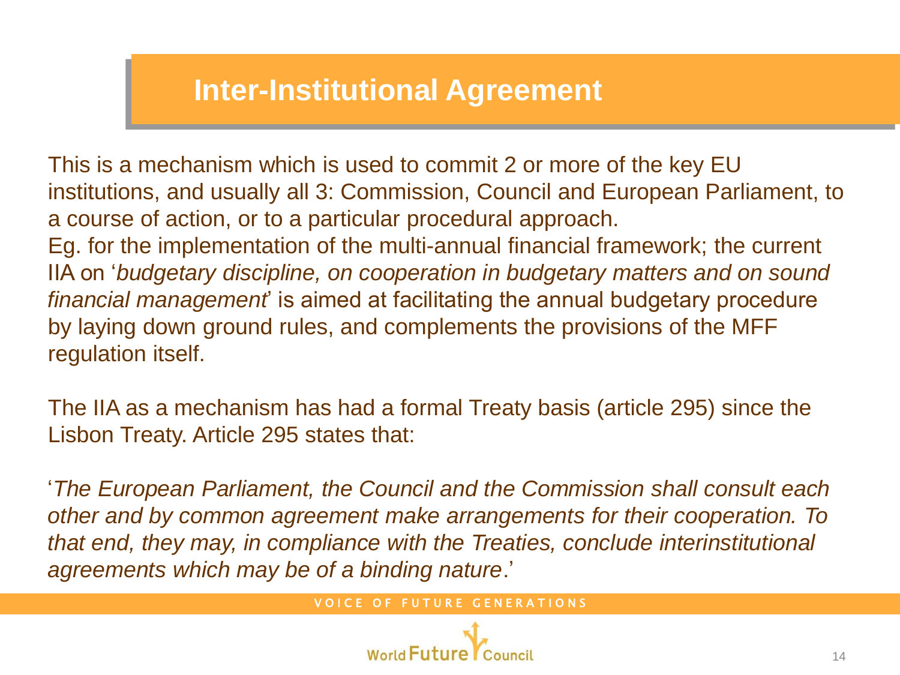# Inter-Institutional Agreement

This is a mechanism which is used to commit 2 or more of the key EU institutions, and usually all 3: Commission, Council and European Parliament, to a course of action, or to a particular procedural approach.
Eg. for the implementation of the multi-annual financial framework; the current IIA on '*budgetary discipline, on cooperation in budgetary matters and on sound financial management*' is aimed at facilitating the annual budgetary procedure by laying down ground rules, and complements the provisions of the MFF regulation itself.

The IIA as a mechanism has had a formal Treaty basis (article 295) since the Lisbon Treaty. Article 295 states that:

'*The European Parliament, the Council and the Commission shall consult each other and by common agreement make arrangements for their cooperation. To that end, they may, in compliance with the Treaties, conclude interinstitutional agreements which may be of a binding nature*.'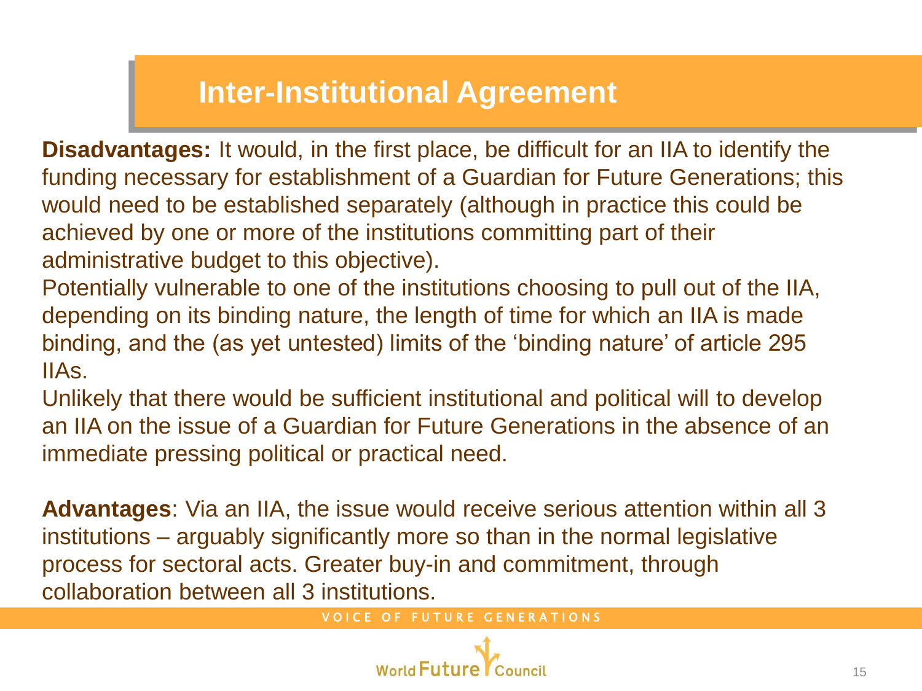# Inter-Institutional Agreement

**Disadvantages:** It would, in the first place, be difficult for an IIA to identify the funding necessary for establishment of a Guardian for Future Generations; this would need to be established separately (although in practice this could be achieved by one or more of the institutions committing part of their administrative budget to this objective).

Potentially vulnerable to one of the institutions choosing to pull out of the IIA, depending on its binding nature, the length of time for which an IIA is made binding, and the (as yet untested) limits of the 'binding nature' of article 295 IIAs.

Unlikely that there would be sufficient institutional and political will to develop an IIA on the issue of a Guardian for Future Generations in the absence of an immediate pressing political or practical need.

**Advantages**: Via an IIA, the issue would receive serious attention within all 3 institutions – arguably significantly more so than in the normal legislative process for sectoral acts. Greater buy-in and commitment, through collaboration between all 3 institutions.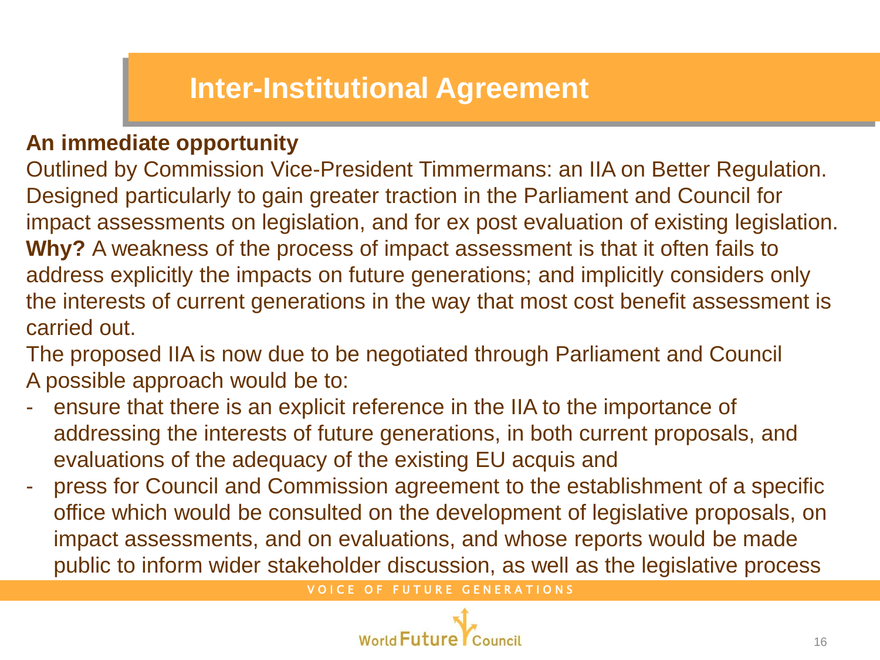# Inter-Institutional Agreement

**An immediate opportunity**

Outlined by Commission Vice-President Timmermans: an IIA on Better Regulation. Designed particularly to gain greater traction in the Parliament and Council for impact assessments on legislation, and for ex post evaluation of existing legislation.

**Why?** A weakness of the process of impact assessment is that it often fails to address explicitly the impacts on future generations; and implicitly considers only the interests of current generations in the way that most cost benefit assessment is carried out.

The proposed IIA is now due to be negotiated through Parliament and Council

A possible approach would be to:

- ensure that there is an explicit reference in the IIA to the importance of addressing the interests of future generations, in both current proposals, and evaluations of the adequacy of the existing EU acquis and
- press for Council and Commission agreement to the establishment of a specific office which would be consulted on the development of legislative proposals, on impact assessments, and on evaluations, and whose reports would be made public to inform wider stakeholder discussion, as well as the legislative process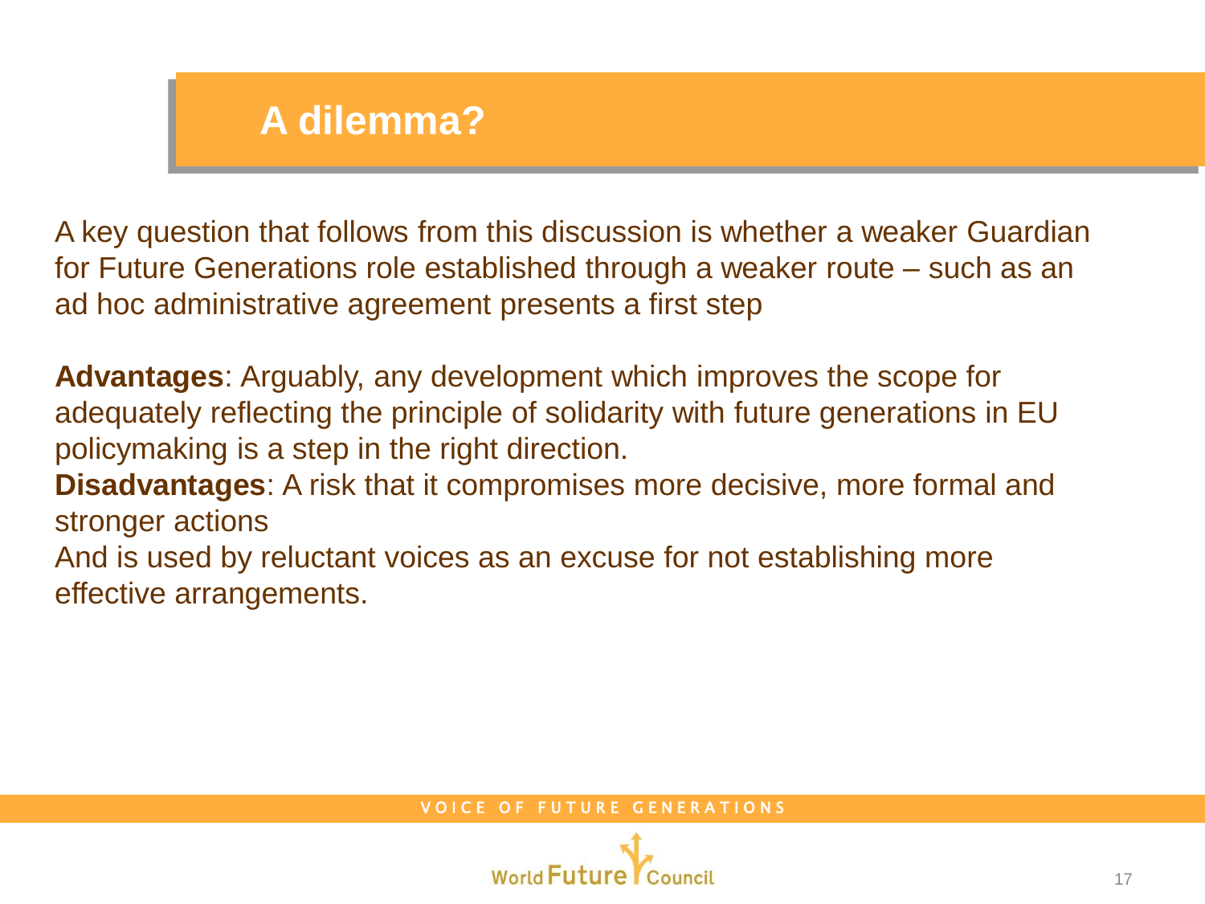# A dilemma?

A key question that follows from this discussion is whether a weaker Guardian for Future Generations role established through a weaker route – such as an ad hoc administrative agreement presents a first step

**Advantages**: Arguably, any development which improves the scope for adequately reflecting the principle of solidarity with future generations in EU policymaking is a step in the right direction.

**Disadvantages**: A risk that it compromises more decisive, more formal and stronger actions

And is used by reluctant voices as an excuse for not establishing more effective arrangements.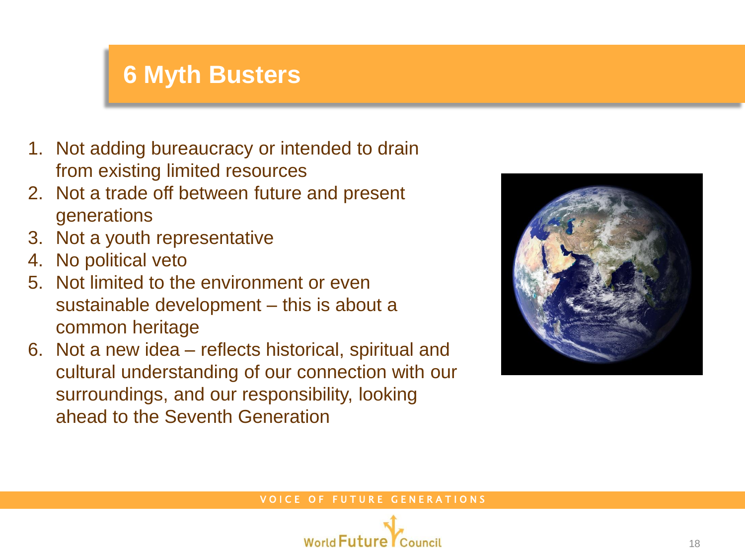# 6 Myth Busters

1. Not adding bureaucracy or intended to drain from existing limited resources
2. Not a trade off between future and present generations
3. Not a youth representative
4. No political veto
5. Not limited to the environment or even sustainable development – this is about a common heritage
6. Not a new idea – reflects historical, spiritual and cultural understanding of our connection with our surroundings, and our responsibility, looking ahead to the Seventh Generation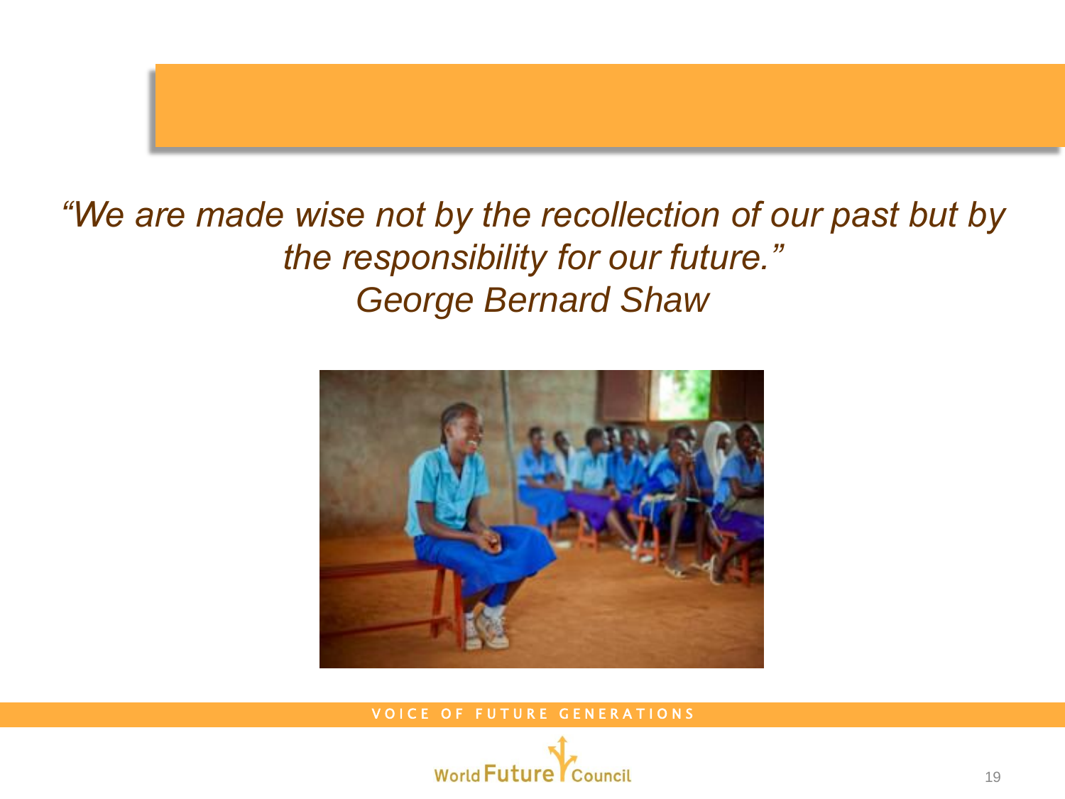*"We are made wise not by the recollection of our past but by the responsibility for our future."*
*George Bernard Shaw*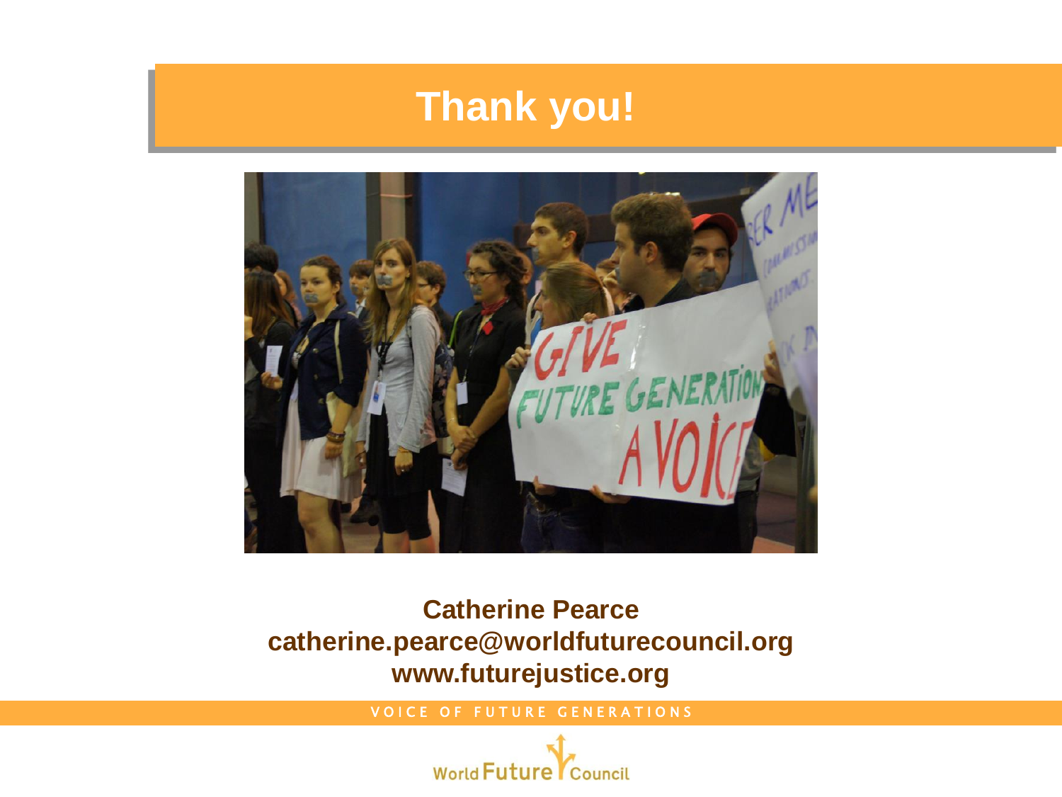# Thank you!

**Catherine Pearce**
**catherine.pearce@worldfuturecouncil.org**
**www.futurejustice.org**

VOICE OF FUTURE GENERATIONS

World Future Council